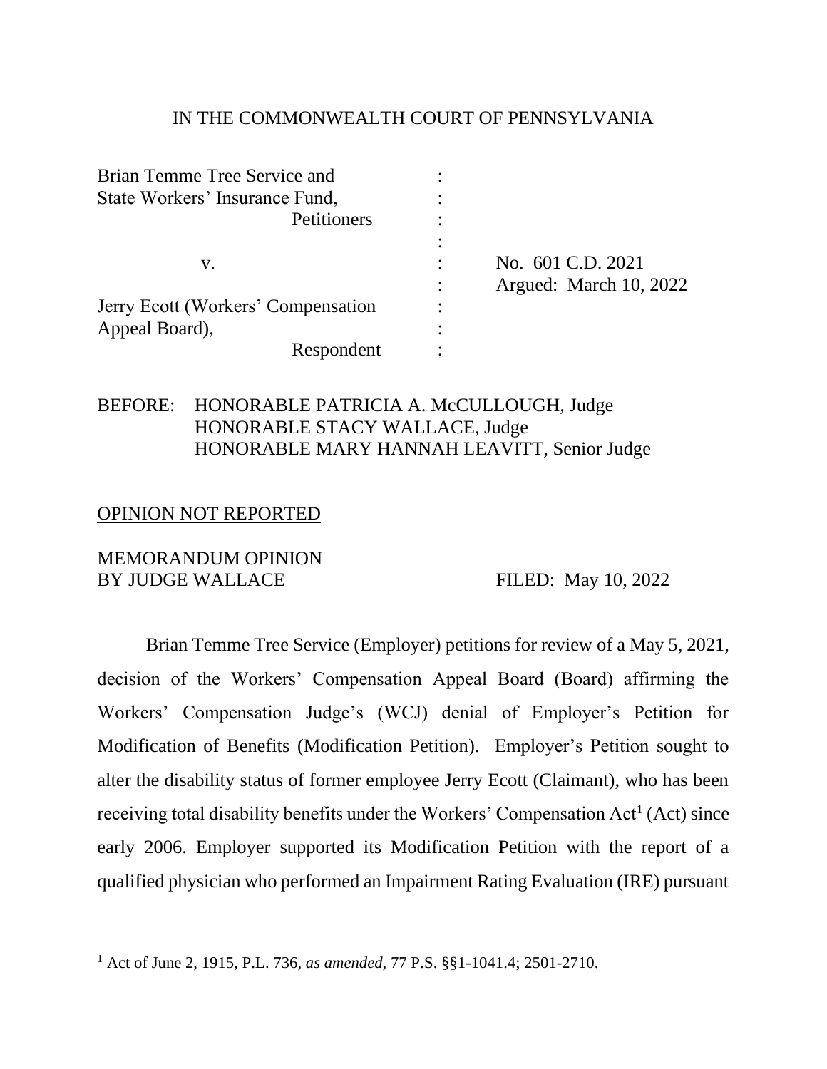IN THE COMMONWEALTH COURT OF PENNSYLVANIA

| | | |
|---|---|---|
| Brian Temme Tree Service and State Workers' Insurance Fund, Petitioners | : | |
| v. | : | No. 601 C.D. 2021 |
| | : | Argued: March 10, 2022 |
| Jerry Ecott (Workers' Compensation Appeal Board), Respondent | : | |

BEFORE: HONORABLE PATRICIA A. McCULLOUGH, Judge
HONORABLE STACY WALLACE, Judge
HONORABLE MARY HANNAH LEAVITT, Senior Judge

OPINION NOT REPORTED

MEMORANDUM OPINION
BY JUDGE WALLACE FILED: May 10, 2022

Brian Temme Tree Service (Employer) petitions for review of a May 5, 2021, decision of the Workers' Compensation Appeal Board (Board) affirming the Workers' Compensation Judge's (WCJ) denial of Employer's Petition for Modification of Benefits (Modification Petition). Employer's Petition sought to alter the disability status of former employee Jerry Ecott (Claimant), who has been receiving total disability benefits under the Workers' Compensation Act[1] (Act) since early 2006. Employer supported its Modification Petition with the report of a qualified physician who performed an Impairment Rating Evaluation (IRE) pursuant

---

[1] Act of June 2, 1915, P.L. 736, *as amended*, 77 P.S. §§1-1041.4; 2501-2710.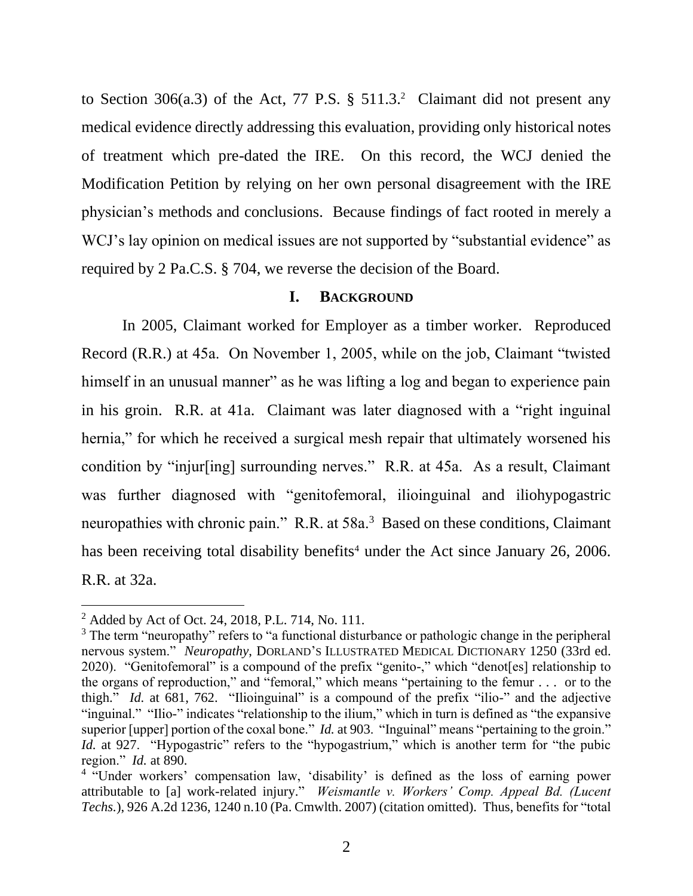to Section 306(a.3) of the Act, 77 P.S. § 511.3.[2] Claimant did not present any medical evidence directly addressing this evaluation, providing only historical notes of treatment which pre-dated the IRE. On this record, the WCJ denied the Modification Petition by relying on her own personal disagreement with the IRE physician's methods and conclusions. Because findings of fact rooted in merely a WCJ's lay opinion on medical issues are not supported by "substantial evidence" as required by 2 Pa.C.S. § 704, we reverse the decision of the Board.

## I. BACKGROUND

In 2005, Claimant worked for Employer as a timber worker. Reproduced Record (R.R.) at 45a. On November 1, 2005, while on the job, Claimant "twisted himself in an unusual manner" as he was lifting a log and began to experience pain in his groin. R.R. at 41a. Claimant was later diagnosed with a "right inguinal hernia," for which he received a surgical mesh repair that ultimately worsened his condition by "injur[ing] surrounding nerves." R.R. at 45a. As a result, Claimant was further diagnosed with "genitofemoral, ilioinguinal and iliohypogastric neuropathies with chronic pain." R.R. at 58a.[3] Based on these conditions, Claimant has been receiving total disability benefits[4] under the Act since January 26, 2006. R.R. at 32a.

---

[2] Added by Act of Oct. 24, 2018, P.L. 714, No. 111.

[3] The term "neuropathy" refers to "a functional disturbance or pathologic change in the peripheral nervous system." *Neuropathy*, DORLAND'S ILLUSTRATED MEDICAL DICTIONARY 1250 (33rd ed. 2020). "Genitofemoral" is a compound of the prefix "genito-," which "denot[es] relationship to the organs of reproduction," and "femoral," which means "pertaining to the femur . . . or to the thigh." *Id.* at 681, 762. "Ilioinguinal" is a compound of the prefix "ilio-" and the adjective "inguinal." "Ilio-" indicates "relationship to the ilium," which in turn is defined as "the expansive superior [upper] portion of the coxal bone." *Id.* at 903. "Inguinal" means "pertaining to the groin." *Id.* at 927. "Hypogastric" refers to the "hypogastrium," which is another term for "the pubic region." *Id.* at 890.

[4] "Under workers' compensation law, 'disability' is defined as the loss of earning power attributable to [a] work-related injury." *Weismantle v. Workers' Comp. Appeal Bd. (Lucent Techs.)*, 926 A.2d 1236, 1240 n.10 (Pa. Cmwlth. 2007) (citation omitted). Thus, benefits for "total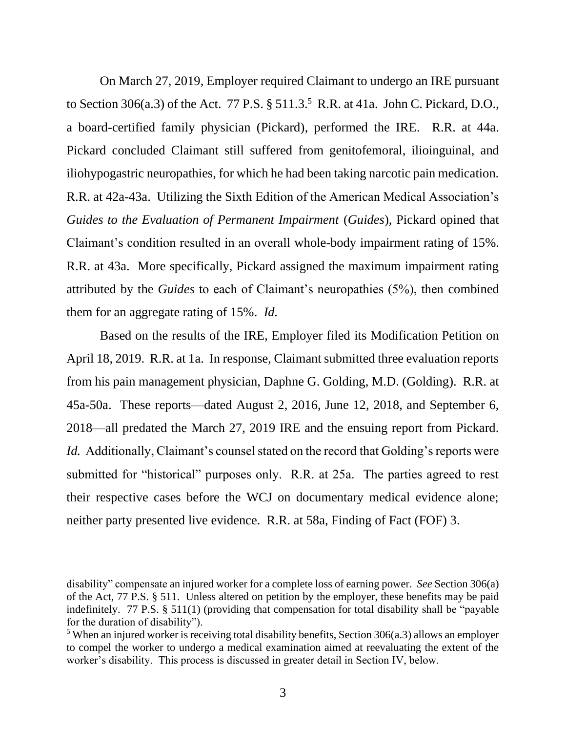On March 27, 2019, Employer required Claimant to undergo an IRE pursuant to Section 306(a.3) of the Act. 77 P.S. § 511.3.[5] R.R. at 41a. John C. Pickard, D.O., a board-certified family physician (Pickard), performed the IRE. R.R. at 44a. Pickard concluded Claimant still suffered from genitofemoral, ilioinguinal, and iliohypogastric neuropathies, for which he had been taking narcotic pain medication. R.R. at 42a-43a. Utilizing the Sixth Edition of the American Medical Association's *Guides to the Evaluation of Permanent Impairment* (*Guides*), Pickard opined that Claimant's condition resulted in an overall whole-body impairment rating of 15%. R.R. at 43a. More specifically, Pickard assigned the maximum impairment rating attributed by the *Guides* to each of Claimant's neuropathies (5%), then combined them for an aggregate rating of 15%. *Id.*

Based on the results of the IRE, Employer filed its Modification Petition on April 18, 2019. R.R. at 1a. In response, Claimant submitted three evaluation reports from his pain management physician, Daphne G. Golding, M.D. (Golding). R.R. at 45a-50a. These reports—dated August 2, 2016, June 12, 2018, and September 6, 2018—all predated the March 27, 2019 IRE and the ensuing report from Pickard. *Id.* Additionally, Claimant's counsel stated on the record that Golding's reports were submitted for "historical" purposes only. R.R. at 25a. The parties agreed to rest their respective cases before the WCJ on documentary medical evidence alone; neither party presented live evidence. R.R. at 58a, Finding of Fact (FOF) 3.

---

disability" compensate an injured worker for a complete loss of earning power. *See* Section 306(a) of the Act, 77 P.S. § 511. Unless altered on petition by the employer, these benefits may be paid indefinitely. 77 P.S. § 511(1) (providing that compensation for total disability shall be "payable for the duration of disability").

[5] When an injured worker is receiving total disability benefits, Section 306(a.3) allows an employer to compel the worker to undergo a medical examination aimed at reevaluating the extent of the worker's disability. This process is discussed in greater detail in Section IV, below.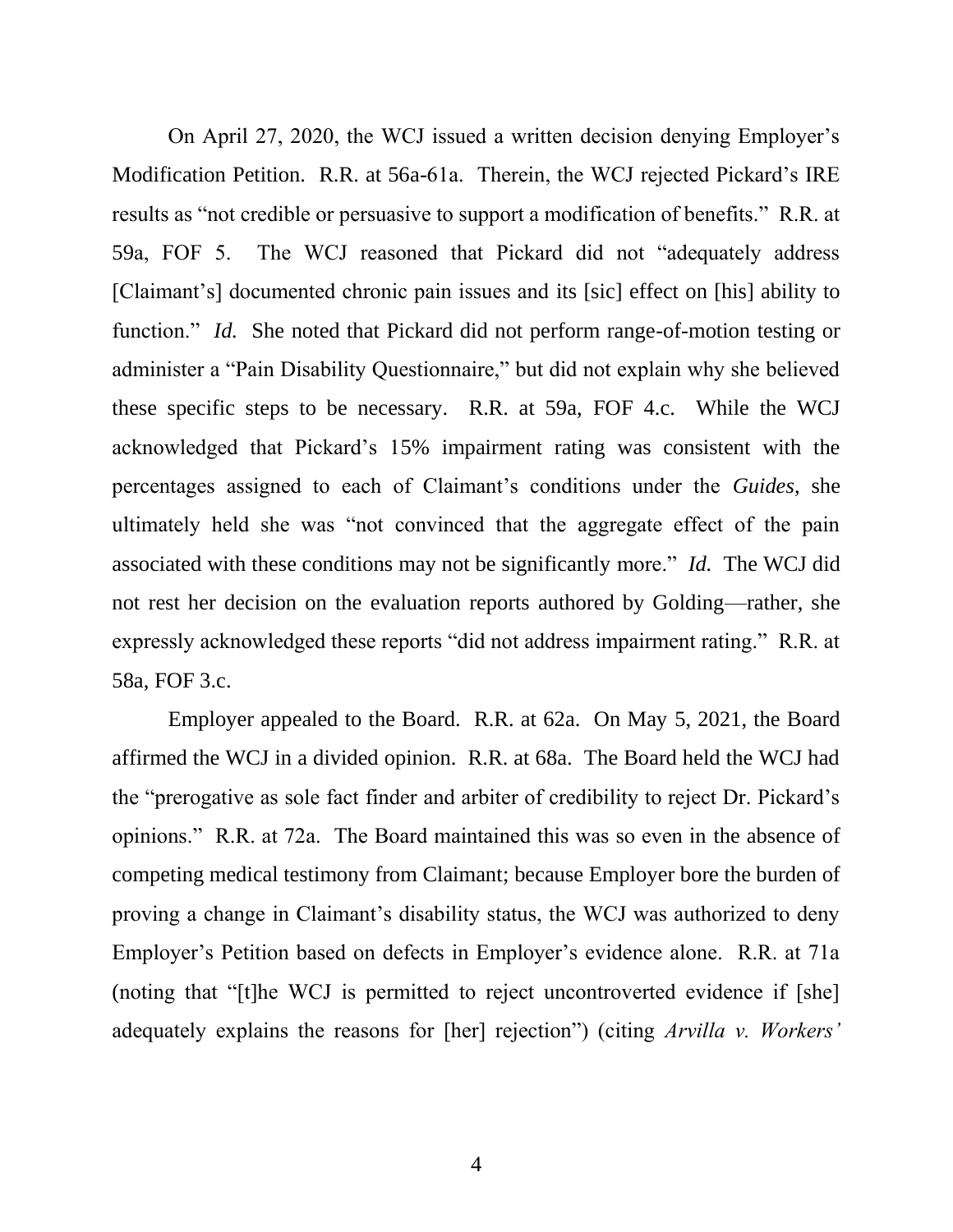On April 27, 2020, the WCJ issued a written decision denying Employer's Modification Petition. R.R. at 56a-61a. Therein, the WCJ rejected Pickard's IRE results as "not credible or persuasive to support a modification of benefits." R.R. at 59a, FOF 5. The WCJ reasoned that Pickard did not "adequately address [Claimant's] documented chronic pain issues and its [sic] effect on [his] ability to function." *Id.* She noted that Pickard did not perform range-of-motion testing or administer a "Pain Disability Questionnaire," but did not explain why she believed these specific steps to be necessary. R.R. at 59a, FOF 4.c. While the WCJ acknowledged that Pickard's 15% impairment rating was consistent with the percentages assigned to each of Claimant's conditions under the *Guides*, she ultimately held she was "not convinced that the aggregate effect of the pain associated with these conditions may not be significantly more." *Id.* The WCJ did not rest her decision on the evaluation reports authored by Golding—rather, she expressly acknowledged these reports "did not address impairment rating." R.R. at 58a, FOF 3.c.

Employer appealed to the Board. R.R. at 62a. On May 5, 2021, the Board affirmed the WCJ in a divided opinion. R.R. at 68a. The Board held the WCJ had the "prerogative as sole fact finder and arbiter of credibility to reject Dr. Pickard's opinions." R.R. at 72a. The Board maintained this was so even in the absence of competing medical testimony from Claimant; because Employer bore the burden of proving a change in Claimant's disability status, the WCJ was authorized to deny Employer's Petition based on defects in Employer's evidence alone. R.R. at 71a (noting that "[t]he WCJ is permitted to reject uncontroverted evidence if [she] adequately explains the reasons for [her] rejection") (citing *Arvilla v. Workers'*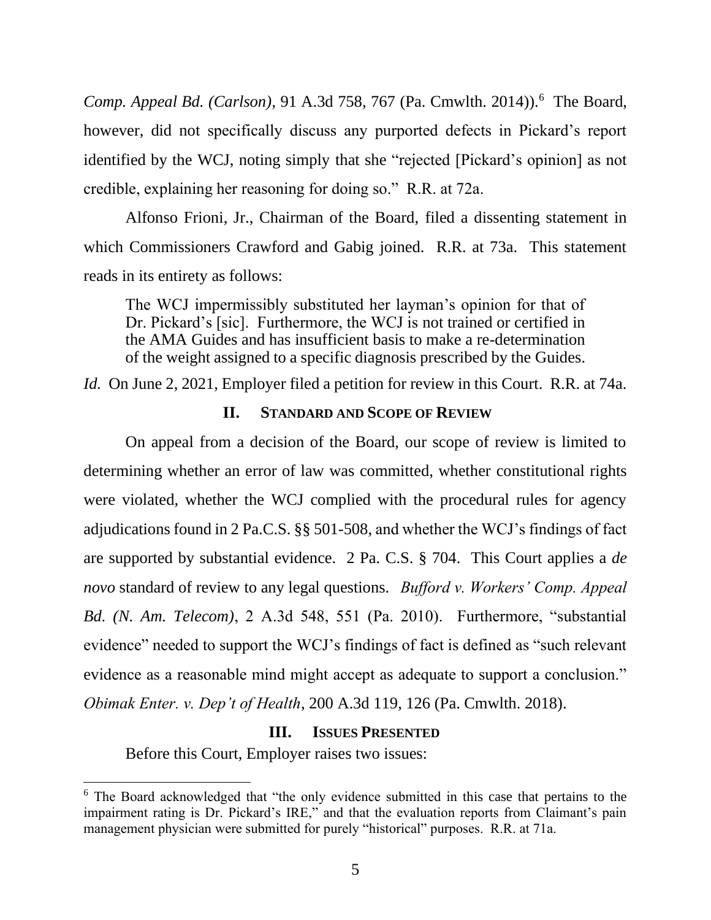*Comp. Appeal Bd. (Carlson)*, 91 A.3d 758, 767 (Pa. Cmwlth. 2014)).[6] The Board, however, did not specifically discuss any purported defects in Pickard's report identified by the WCJ, noting simply that she "rejected [Pickard's opinion] as not credible, explaining her reasoning for doing so." R.R. at 72a.

Alfonso Frioni, Jr., Chairman of the Board, filed a dissenting statement in which Commissioners Crawford and Gabig joined. R.R. at 73a. This statement reads in its entirety as follows:

> The WCJ impermissibly substituted her layman's opinion for that of Dr. Pickard's [sic]. Furthermore, the WCJ is not trained or certified in the AMA Guides and has insufficient basis to make a re-determination of the weight assigned to a specific diagnosis prescribed by the Guides.

*Id.* On June 2, 2021, Employer filed a petition for review in this Court. R.R. at 74a.

## II. STANDARD AND SCOPE OF REVIEW

On appeal from a decision of the Board, our scope of review is limited to determining whether an error of law was committed, whether constitutional rights were violated, whether the WCJ complied with the procedural rules for agency adjudications found in 2 Pa.C.S. §§ 501-508, and whether the WCJ's findings of fact are supported by substantial evidence. 2 Pa. C.S. § 704. This Court applies a *de novo* standard of review to any legal questions. *Bufford v. Workers' Comp. Appeal Bd. (N. Am. Telecom)*, 2 A.3d 548, 551 (Pa. 2010). Furthermore, "substantial evidence" needed to support the WCJ's findings of fact is defined as "such relevant evidence as a reasonable mind might accept as adequate to support a conclusion." *Obimak Enter. v. Dep't of Health*, 200 A.3d 119, 126 (Pa. Cmwlth. 2018).

## III. ISSUES PRESENTED

Before this Court, Employer raises two issues:

---

[6] The Board acknowledged that "the only evidence submitted in this case that pertains to the impairment rating is Dr. Pickard's IRE," and that the evaluation reports from Claimant's pain management physician were submitted for purely "historical" purposes. R.R. at 71a.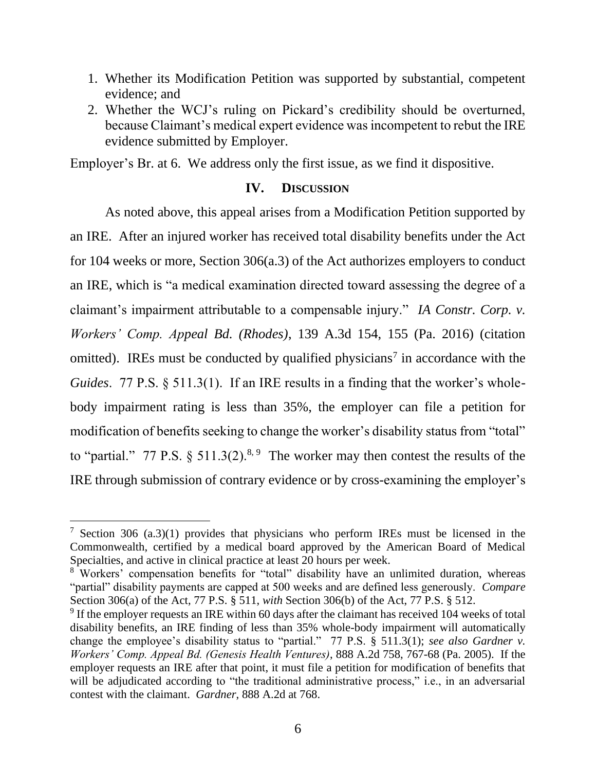1. Whether its Modification Petition was supported by substantial, competent evidence; and
2. Whether the WCJ's ruling on Pickard's credibility should be overturned, because Claimant's medical expert evidence was incompetent to rebut the IRE evidence submitted by Employer.

Employer's Br. at 6. We address only the first issue, as we find it dispositive.

## IV. DISCUSSION

As noted above, this appeal arises from a Modification Petition supported by an IRE. After an injured worker has received total disability benefits under the Act for 104 weeks or more, Section 306(a.3) of the Act authorizes employers to conduct an IRE, which is "a medical examination directed toward assessing the degree of a claimant's impairment attributable to a compensable injury." *IA Constr. Corp. v. Workers' Comp. Appeal Bd. (Rhodes)*, 139 A.3d 154, 155 (Pa. 2016) (citation omitted). IREs must be conducted by qualified physicians[7] in accordance with the *Guides*. 77 P.S. § 511.3(1). If an IRE results in a finding that the worker's whole-body impairment rating is less than 35%, the employer can file a petition for modification of benefits seeking to change the worker's disability status from "total" to "partial." 77 P.S. § 511.3(2).[8, 9] The worker may then contest the results of the IRE through submission of contrary evidence or by cross-examining the employer's

---

[7] Section 306 (a.3)(1) provides that physicians who perform IREs must be licensed in the Commonwealth, certified by a medical board approved by the American Board of Medical Specialties, and active in clinical practice at least 20 hours per week.

[8] Workers' compensation benefits for "total" disability have an unlimited duration, whereas "partial" disability payments are capped at 500 weeks and are defined less generously. *Compare* Section 306(a) of the Act, 77 P.S. § 511, *with* Section 306(b) of the Act, 77 P.S. § 512.

[9] If the employer requests an IRE within 60 days after the claimant has received 104 weeks of total disability benefits, an IRE finding of less than 35% whole-body impairment will automatically change the employee's disability status to "partial." 77 P.S. § 511.3(1); *see also Gardner v. Workers' Comp. Appeal Bd. (Genesis Health Ventures)*, 888 A.2d 758, 767-68 (Pa. 2005). If the employer requests an IRE after that point, it must file a petition for modification of benefits that will be adjudicated according to "the traditional administrative process," i.e., in an adversarial contest with the claimant. *Gardner*, 888 A.2d at 768.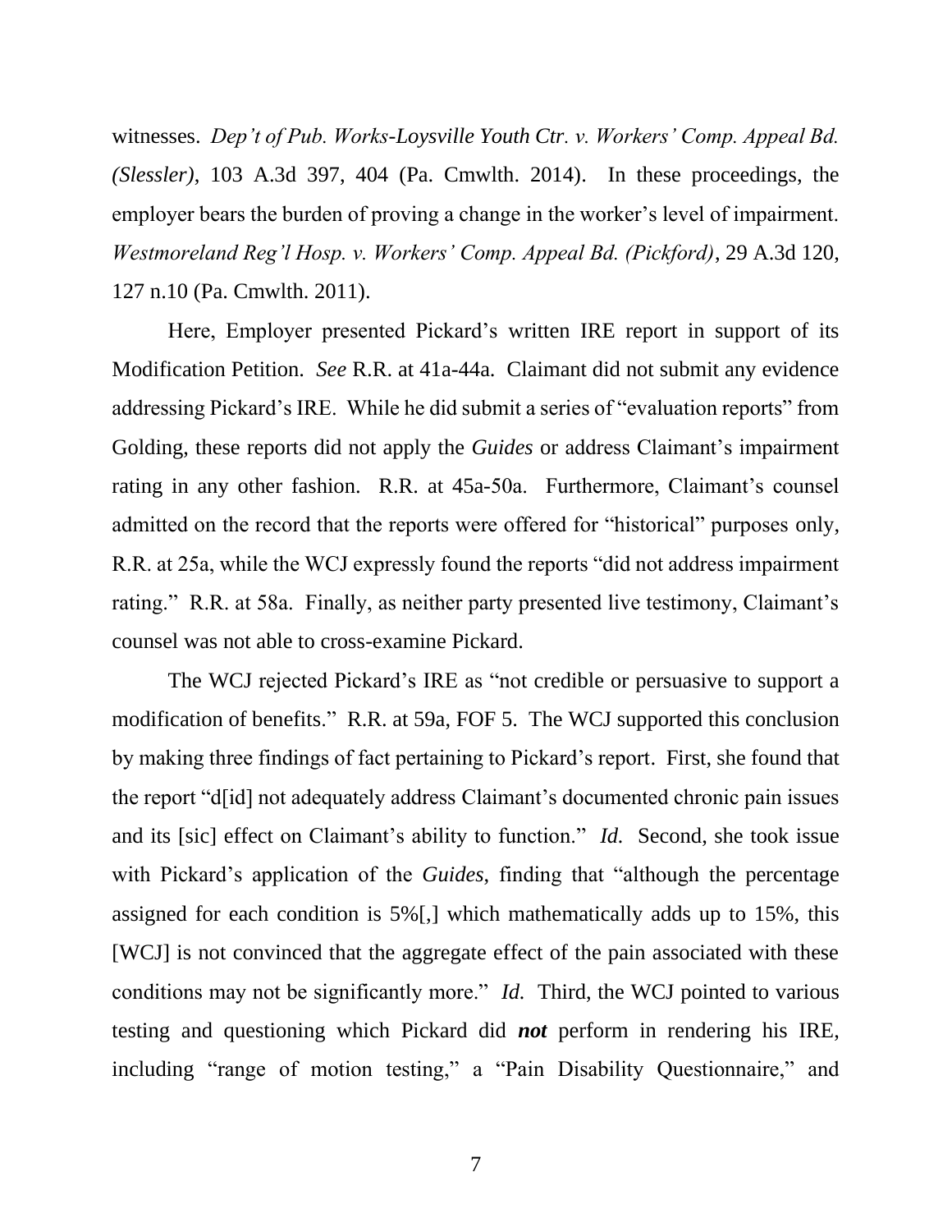witnesses. *Dep't of Pub. Works-Loysville Youth Ctr. v. Workers' Comp. Appeal Bd. (Slessler)*, 103 A.3d 397, 404 (Pa. Cmwlth. 2014). In these proceedings, the employer bears the burden of proving a change in the worker's level of impairment. *Westmoreland Reg'l Hosp. v. Workers' Comp. Appeal Bd. (Pickford)*, 29 A.3d 120, 127 n.10 (Pa. Cmwlth. 2011).

Here, Employer presented Pickard's written IRE report in support of its Modification Petition. *See* R.R. at 41a-44a. Claimant did not submit any evidence addressing Pickard's IRE. While he did submit a series of "evaluation reports" from Golding, these reports did not apply the *Guides* or address Claimant's impairment rating in any other fashion. R.R. at 45a-50a. Furthermore, Claimant's counsel admitted on the record that the reports were offered for "historical" purposes only, R.R. at 25a, while the WCJ expressly found the reports "did not address impairment rating." R.R. at 58a. Finally, as neither party presented live testimony, Claimant's counsel was not able to cross-examine Pickard.

The WCJ rejected Pickard's IRE as "not credible or persuasive to support a modification of benefits." R.R. at 59a, FOF 5. The WCJ supported this conclusion by making three findings of fact pertaining to Pickard's report. First, she found that the report "d[id] not adequately address Claimant's documented chronic pain issues and its [sic] effect on Claimant's ability to function." *Id.* Second, she took issue with Pickard's application of the *Guides*, finding that "although the percentage assigned for each condition is 5%[,] which mathematically adds up to 15%, this [WCJ] is not convinced that the aggregate effect of the pain associated with these conditions may not be significantly more." *Id.* Third, the WCJ pointed to various testing and questioning which Pickard did ***not*** perform in rendering his IRE, including "range of motion testing," a "Pain Disability Questionnaire," and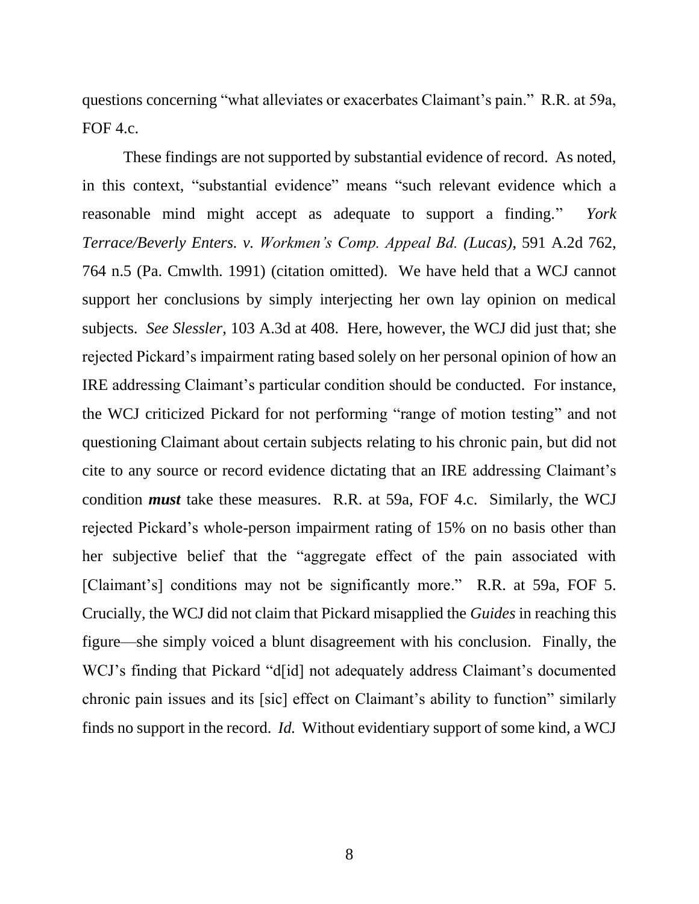questions concerning "what alleviates or exacerbates Claimant's pain." R.R. at 59a, FOF 4.c.

These findings are not supported by substantial evidence of record. As noted, in this context, "substantial evidence" means "such relevant evidence which a reasonable mind might accept as adequate to support a finding." *York Terrace/Beverly Enters. v. Workmen's Comp. Appeal Bd. (Lucas)*, 591 A.2d 762, 764 n.5 (Pa. Cmwlth. 1991) (citation omitted). We have held that a WCJ cannot support her conclusions by simply interjecting her own lay opinion on medical subjects. *See Slessler*, 103 A.3d at 408. Here, however, the WCJ did just that; she rejected Pickard's impairment rating based solely on her personal opinion of how an IRE addressing Claimant's particular condition should be conducted. For instance, the WCJ criticized Pickard for not performing "range of motion testing" and not questioning Claimant about certain subjects relating to his chronic pain, but did not cite to any source or record evidence dictating that an IRE addressing Claimant's condition ***must*** take these measures. R.R. at 59a, FOF 4.c. Similarly, the WCJ rejected Pickard's whole-person impairment rating of 15% on no basis other than her subjective belief that the "aggregate effect of the pain associated with [Claimant's] conditions may not be significantly more." R.R. at 59a, FOF 5. Crucially, the WCJ did not claim that Pickard misapplied the *Guides* in reaching this figure—she simply voiced a blunt disagreement with his conclusion. Finally, the WCJ's finding that Pickard "d[id] not adequately address Claimant's documented chronic pain issues and its [sic] effect on Claimant's ability to function" similarly finds no support in the record. *Id.* Without evidentiary support of some kind, a WCJ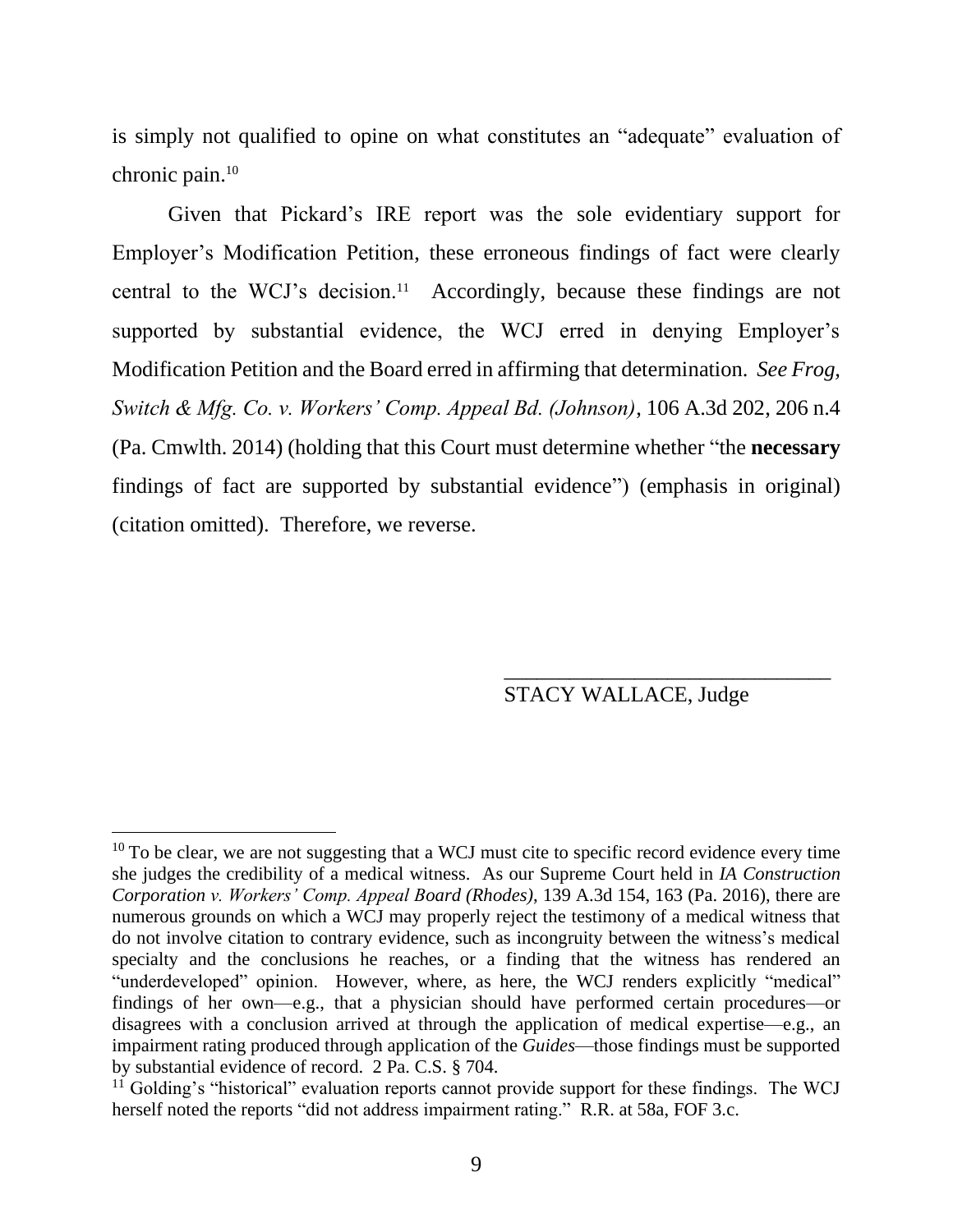is simply not qualified to opine on what constitutes an "adequate" evaluation of chronic pain.[10]

Given that Pickard's IRE report was the sole evidentiary support for Employer's Modification Petition, these erroneous findings of fact were clearly central to the WCJ's decision.[11] Accordingly, because these findings are not supported by substantial evidence, the WCJ erred in denying Employer's Modification Petition and the Board erred in affirming that determination. *See Frog, Switch & Mfg. Co. v. Workers' Comp. Appeal Bd. (Johnson)*, 106 A.3d 202, 206 n.4 (Pa. Cmwlth. 2014) (holding that this Court must determine whether "the **necessary** findings of fact are supported by substantial evidence") (emphasis in original) (citation omitted). Therefore, we reverse.

______________________________
STACY WALLACE, Judge

---

[10] To be clear, we are not suggesting that a WCJ must cite to specific record evidence every time she judges the credibility of a medical witness. As our Supreme Court held in *IA Construction Corporation v. Workers' Comp. Appeal Board (Rhodes)*, 139 A.3d 154, 163 (Pa. 2016), there are numerous grounds on which a WCJ may properly reject the testimony of a medical witness that do not involve citation to contrary evidence, such as incongruity between the witness's medical specialty and the conclusions he reaches, or a finding that the witness has rendered an "underdeveloped" opinion. However, where, as here, the WCJ renders explicitly "medical" findings of her own—e.g., that a physician should have performed certain procedures—or disagrees with a conclusion arrived at through the application of medical expertise—e.g., an impairment rating produced through application of the *Guides*—those findings must be supported by substantial evidence of record. 2 Pa. C.S. § 704.

[11] Golding's "historical" evaluation reports cannot provide support for these findings. The WCJ herself noted the reports "did not address impairment rating." R.R. at 58a, FOF 3.c.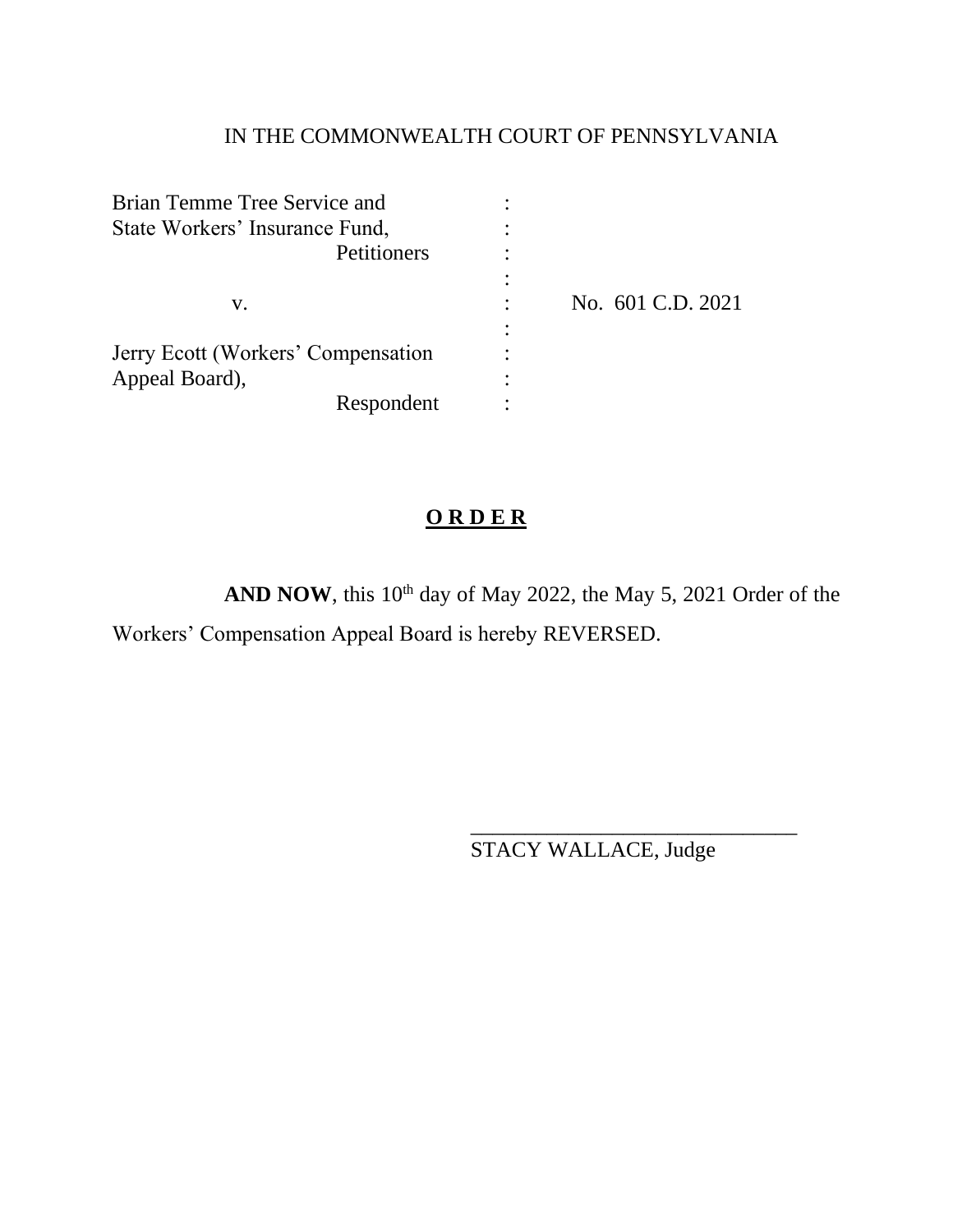IN THE COMMONWEALTH COURT OF PENNSYLVANIA

| | | |
|---|---|---|
| Brian Temme Tree Service and State Workers' Insurance Fund, Petitioners | : | |
| v. | : | No. 601 C.D. 2021 |
| Jerry Ecott (Workers' Compensation Appeal Board), Respondent | : | |

**O R D E R**

**AND NOW**, this 10th day of May 2022, the May 5, 2021 Order of the Workers' Compensation Appeal Board is hereby REVERSED.

______________________________
STACY WALLACE, Judge